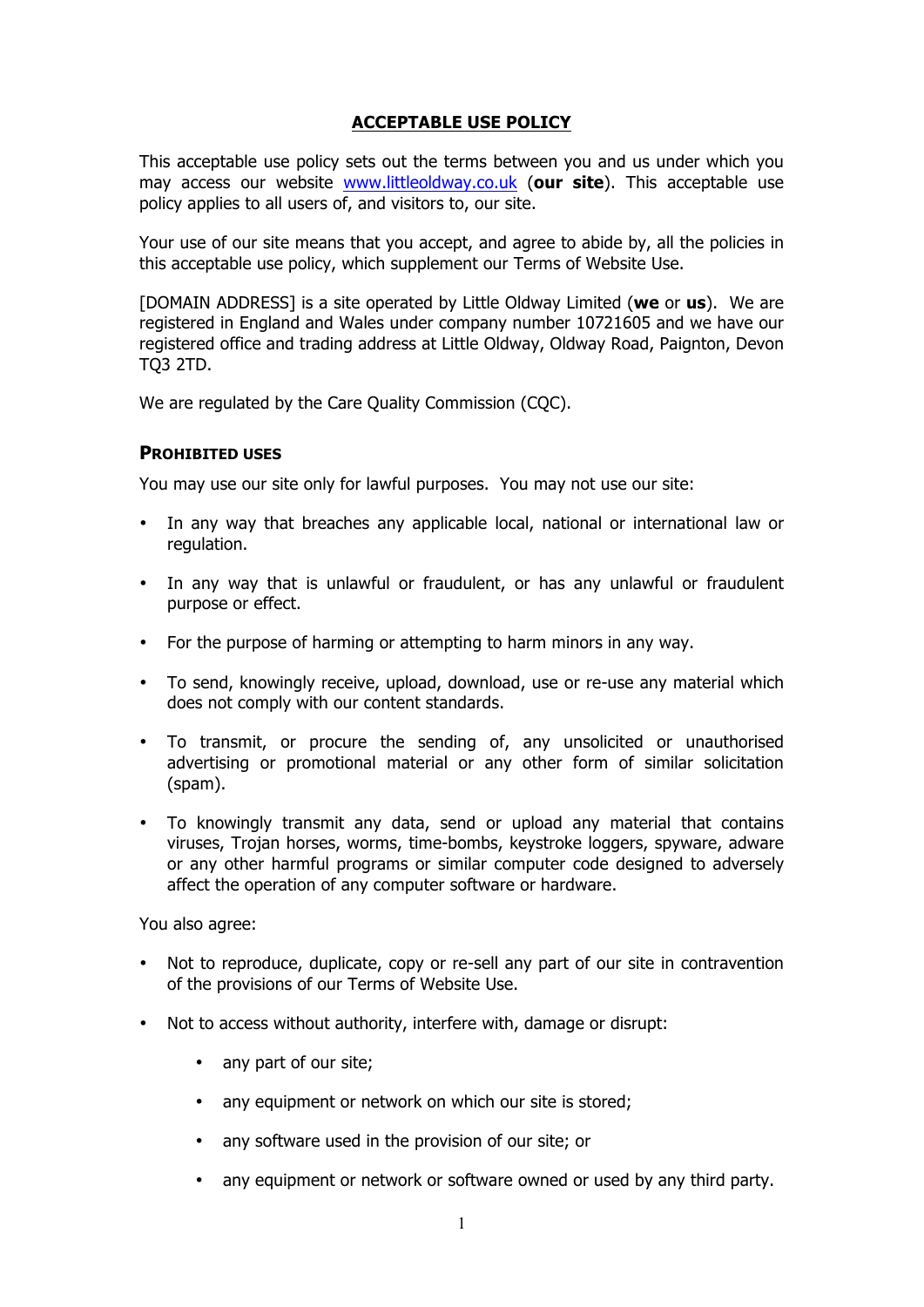# ACCEPTABLE USE POLICY

This acceptable use policy sets out the terms between you and us under which you may access our website [www.littleoldway.co.uk](http://www.littleoldway.co.uk) (**our site**). This acceptable use policy applies to all users of, and visitors to, our site.

Your use of our site means that you accept, and agree to abide by, all the policies in this acceptable use policy, which supplement our Terms of Website Use.

[DOMAIN ADDRESS] is a site operated by Little Oldway Limited (**we** or **us**). We are registered in England and Wales under company number 10721605 and we have our registered office and trading address at Little Oldway, Oldway Road, Paignton, Devon TQ3 2TD.

We are regulated by the Care Quality Commission (CQC).

## PROHIBITED USES

You may use our site only for lawful purposes. You may not use our site:

- In any way that breaches any applicable local, national or international law or regulation.
- In any way that is unlawful or fraudulent, or has any unlawful or fraudulent purpose or effect.
- For the purpose of harming or attempting to harm minors in any way.
- To send, knowingly receive, upload, download, use or re-use any material which does not comply with our content standards.
- To transmit, or procure the sending of, any unsolicited or unauthorised advertising or promotional material or any other form of similar solicitation (spam).
- To knowingly transmit any data, send or upload any material that contains viruses, Trojan horses, worms, time-bombs, keystroke loggers, spyware, adware or any other harmful programs or similar computer code designed to adversely affect the operation of any computer software or hardware.

You also agree:

- Not to reproduce, duplicate, copy or re-sell any part of our site in contravention of the provisions of our Terms of Website Use.
- Not to access without authority, interfere with, damage or disrupt:
    - any part of our site;
    - any equipment or network on which our site is stored;
    - any software used in the provision of our site; or
    - any equipment or network or software owned or used by any third party.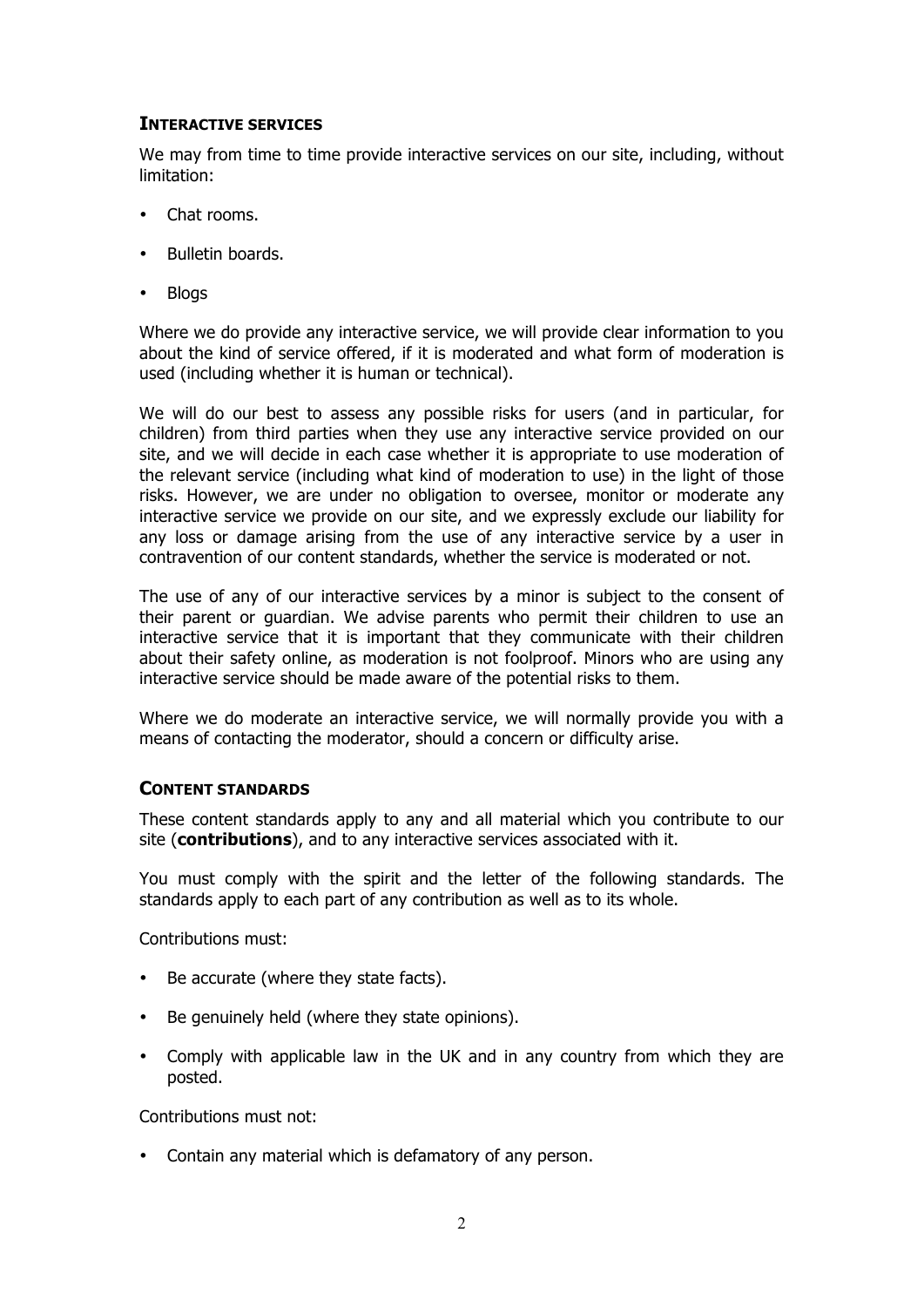## Interactive services

We may from time to time provide interactive services on our site, including, without limitation:

- Chat rooms.
- Bulletin boards.
- Blogs

Where we do provide any interactive service, we will provide clear information to you about the kind of service offered, if it is moderated and what form of moderation is used (including whether it is human or technical).

We will do our best to assess any possible risks for users (and in particular, for children) from third parties when they use any interactive service provided on our site, and we will decide in each case whether it is appropriate to use moderation of the relevant service (including what kind of moderation to use) in the light of those risks. However, we are under no obligation to oversee, monitor or moderate any interactive service we provide on our site, and we expressly exclude our liability for any loss or damage arising from the use of any interactive service by a user in contravention of our content standards, whether the service is moderated or not.

The use of any of our interactive services by a minor is subject to the consent of their parent or guardian. We advise parents who permit their children to use an interactive service that it is important that they communicate with their children about their safety online, as moderation is not foolproof. Minors who are using any interactive service should be made aware of the potential risks to them.

Where we do moderate an interactive service, we will normally provide you with a means of contacting the moderator, should a concern or difficulty arise.

## Content standards

These content standards apply to any and all material which you contribute to our site (**contributions**), and to any interactive services associated with it.

You must comply with the spirit and the letter of the following standards. The standards apply to each part of any contribution as well as to its whole.

Contributions must:

- Be accurate (where they state facts).
- Be genuinely held (where they state opinions).
- Comply with applicable law in the UK and in any country from which they are posted.

Contributions must not:

- Contain any material which is defamatory of any person.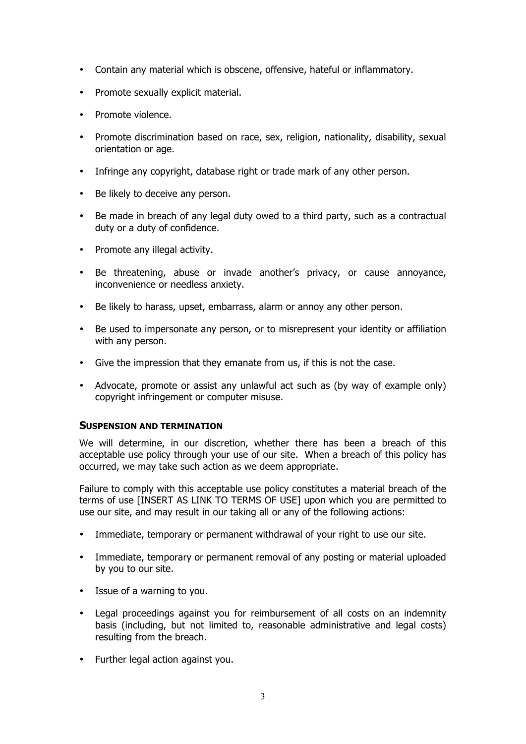- Contain any material which is obscene, offensive, hateful or inflammatory.
- Promote sexually explicit material.
- Promote violence.
- Promote discrimination based on race, sex, religion, nationality, disability, sexual orientation or age.
- Infringe any copyright, database right or trade mark of any other person.
- Be likely to deceive any person.
- Be made in breach of any legal duty owed to a third party, such as a contractual duty or a duty of confidence.
- Promote any illegal activity.
- Be threatening, abuse or invade another's privacy, or cause annoyance, inconvenience or needless anxiety.
- Be likely to harass, upset, embarrass, alarm or annoy any other person.
- Be used to impersonate any person, or to misrepresent your identity or affiliation with any person.
- Give the impression that they emanate from us, if this is not the case.
- Advocate, promote or assist any unlawful act such as (by way of example only) copyright infringement or computer misuse.

## SUSPENSION AND TERMINATION

We will determine, in our discretion, whether there has been a breach of this acceptable use policy through your use of our site. When a breach of this policy has occurred, we may take such action as we deem appropriate.

Failure to comply with this acceptable use policy constitutes a material breach of the terms of use [INSERT AS LINK TO TERMS OF USE] upon which you are permitted to use our site, and may result in our taking all or any of the following actions:

- Immediate, temporary or permanent withdrawal of your right to use our site.
- Immediate, temporary or permanent removal of any posting or material uploaded by you to our site.
- Issue of a warning to you.
- Legal proceedings against you for reimbursement of all costs on an indemnity basis (including, but not limited to, reasonable administrative and legal costs) resulting from the breach.
- Further legal action against you.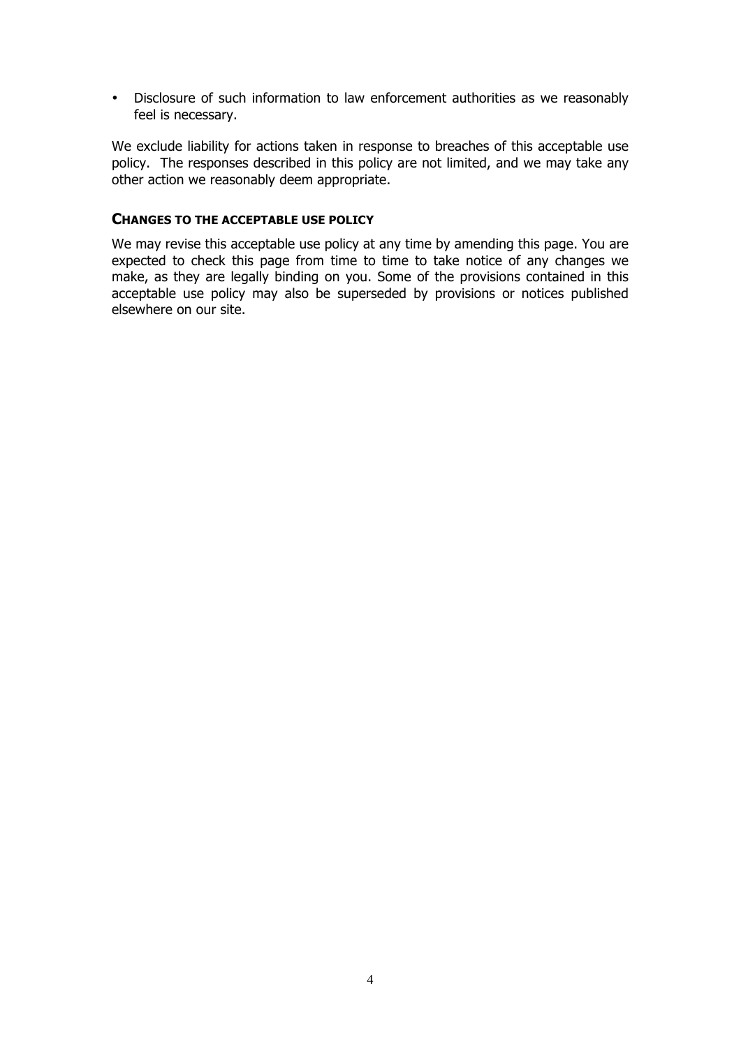- Disclosure of such information to law enforcement authorities as we reasonably feel is necessary.

We exclude liability for actions taken in response to breaches of this acceptable use policy. The responses described in this policy are not limited, and we may take any other action we reasonably deem appropriate.

## CHANGES TO THE ACCEPTABLE USE POLICY

We may revise this acceptable use policy at any time by amending this page. You are expected to check this page from time to time to take notice of any changes we make, as they are legally binding on you. Some of the provisions contained in this acceptable use policy may also be superseded by provisions or notices published elsewhere on our site.